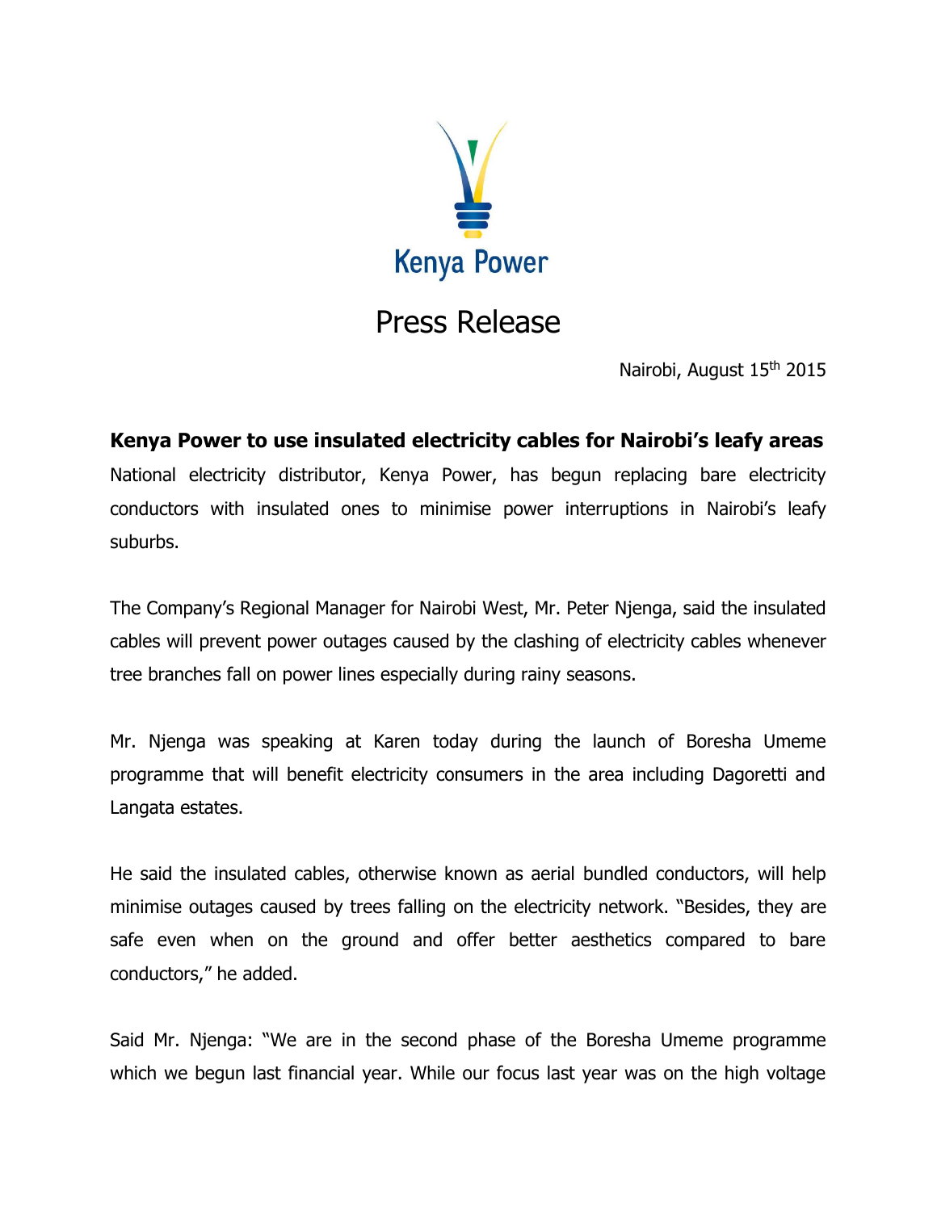Kenya Power

# Press Release

Nairobi, August 15th 2015

## Kenya Power to use insulated electricity cables for Nairobi's leafy areas

National electricity distributor, Kenya Power, has begun replacing bare electricity conductors with insulated ones to minimise power interruptions in Nairobi's leafy suburbs.

The Company's Regional Manager for Nairobi West, Mr. Peter Njenga, said the insulated cables will prevent power outages caused by the clashing of electricity cables whenever tree branches fall on power lines especially during rainy seasons.

Mr. Njenga was speaking at Karen today during the launch of Boresha Umeme programme that will benefit electricity consumers in the area including Dagoretti and Langata estates.

He said the insulated cables, otherwise known as aerial bundled conductors, will help minimise outages caused by trees falling on the electricity network. "Besides, they are safe even when on the ground and offer better aesthetics compared to bare conductors," he added.

Said Mr. Njenga: "We are in the second phase of the Boresha Umeme programme which we begun last financial year. While our focus last year was on the high voltage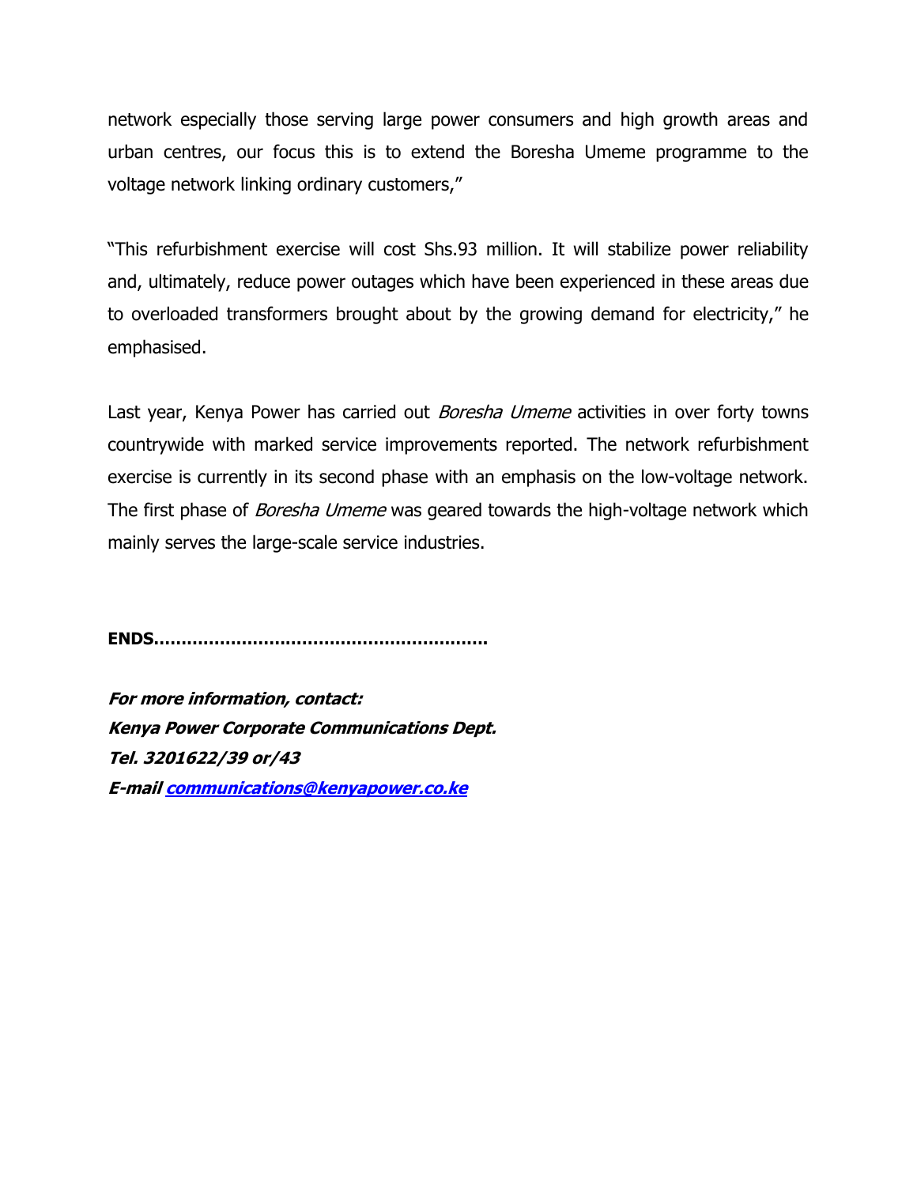network especially those serving large power consumers and high growth areas and urban centres, our focus this is to extend the Boresha Umeme programme to the voltage network linking ordinary customers,"

"This refurbishment exercise will cost Shs.93 million. It will stabilize power reliability and, ultimately, reduce power outages which have been experienced in these areas due to overloaded transformers brought about by the growing demand for electricity," he emphasised.

Last year, Kenya Power has carried out *Boresha Umeme* activities in over forty towns countrywide with marked service improvements reported. The network refurbishment exercise is currently in its second phase with an emphasis on the low-voltage network. The first phase of *Boresha Umeme* was geared towards the high-voltage network which mainly serves the large-scale service industries.

**ENDS……………………………………………………**

***For more information, contact:***
***Kenya Power Corporate Communications Dept.***
***Tel. 3201622/39 or/43***
***E-mail [communications@kenyapower.co.ke](mailto:communications@kenyapower.co.ke)***